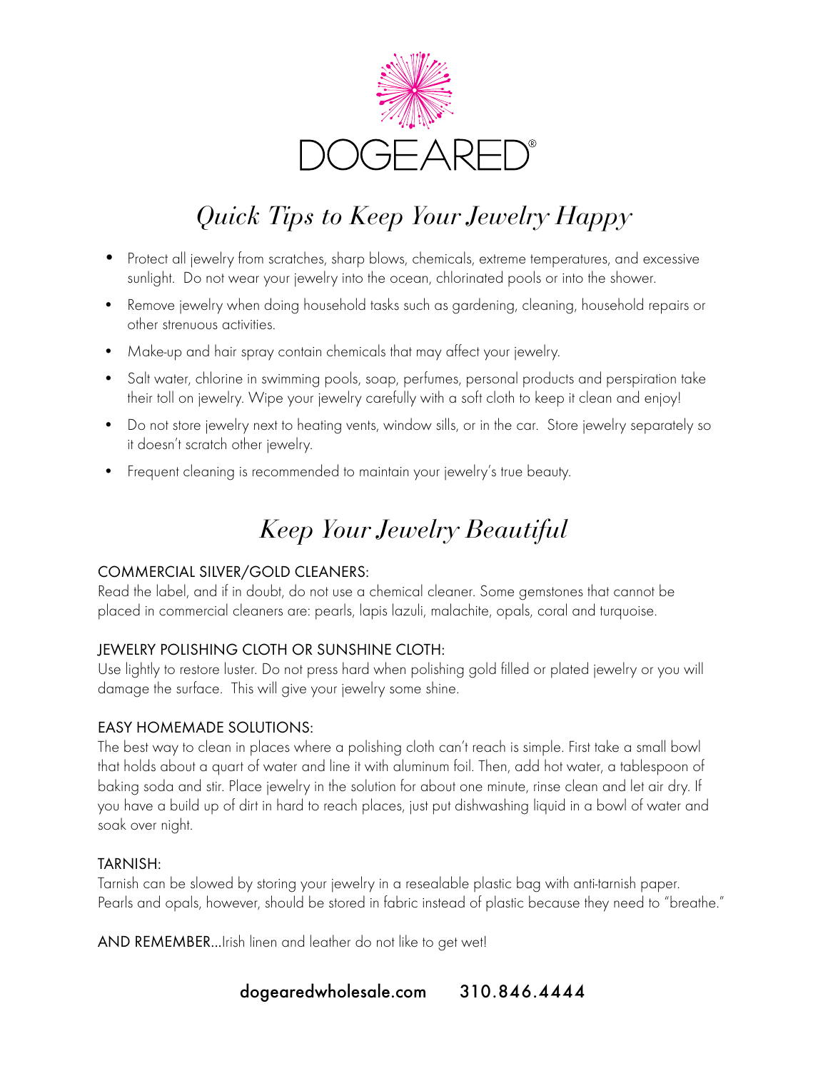# DOGEARED®

## *Quick Tips to Keep Your Jewelry Happy*

- Protect all jewelry from scratches, sharp blows, chemicals, extreme temperatures, and excessive sunlight. Do not wear your jewelry into the ocean, chlorinated pools or into the shower.
- Remove jewelry when doing household tasks such as gardening, cleaning, household repairs or other strenuous activities.
- Make-up and hair spray contain chemicals that may affect your jewelry.
- Salt water, chlorine in swimming pools, soap, perfumes, personal products and perspiration take their toll on jewelry. Wipe your jewelry carefully with a soft cloth to keep it clean and enjoy!
- Do not store jewelry next to heating vents, window sills, or in the car. Store jewelry separately so it doesn't scratch other jewelry.
- Frequent cleaning is recommended to maintain your jewelry's true beauty.

## *Keep Your Jewelry Beautiful*

COMMERCIAL SILVER/GOLD CLEANERS:
Read the label, and if in doubt, do not use a chemical cleaner. Some gemstones that cannot be placed in commercial cleaners are: pearls, lapis lazuli, malachite, opals, coral and turquoise.

JEWELRY POLISHING CLOTH OR SUNSHINE CLOTH:
Use lightly to restore luster. Do not press hard when polishing gold filled or plated jewelry or you will damage the surface. This will give your jewelry some shine.

EASY HOMEMADE SOLUTIONS:
The best way to clean in places where a polishing cloth can't reach is simple. First take a small bowl that holds about a quart of water and line it with aluminum foil. Then, add hot water, a tablespoon of baking soda and stir. Place jewelry in the solution for about one minute, rinse clean and let air dry. If you have a build up of dirt in hard to reach places, just put dishwashing liquid in a bowl of water and soak over night.

TARNISH:
Tarnish can be slowed by storing your jewelry in a resealable plastic bag with anti-tarnish paper. Pearls and opals, however, should be stored in fabric instead of plastic because they need to "breathe."

AND REMEMBER...Irish linen and leather do not like to get wet!

dogearedwholesale.com     310.846.4444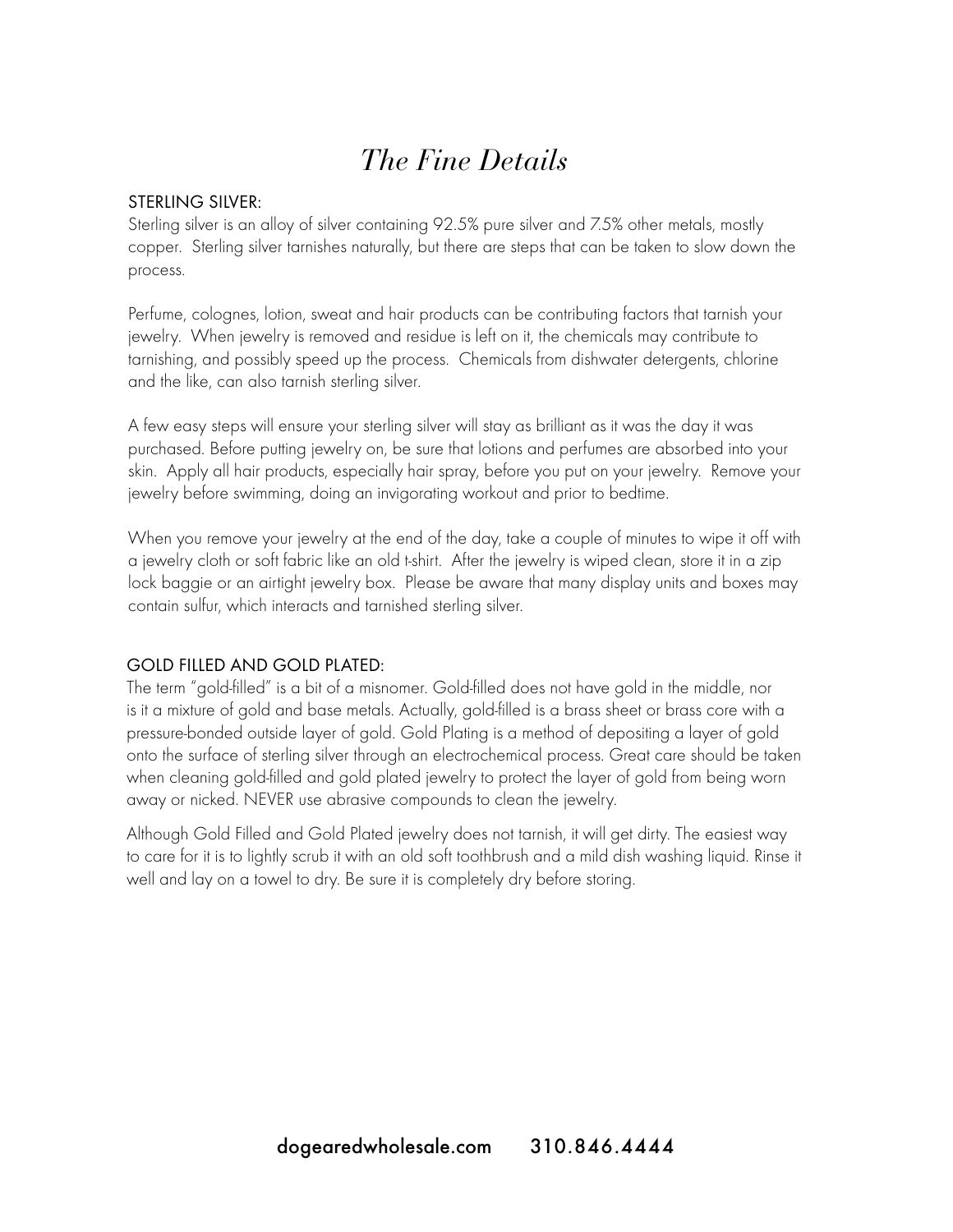# *The Fine Details*

STERLING SILVER:
Sterling silver is an alloy of silver containing 92.5% pure silver and 7.5% other metals, mostly copper.  Sterling silver tarnishes naturally, but there are steps that can be taken to slow down the process.

Perfume, colognes, lotion, sweat and hair products can be contributing factors that tarnish your jewelry.  When jewelry is removed and residue is left on it, the chemicals may contribute to tarnishing, and possibly speed up the process.  Chemicals from dishwater detergents, chlorine and the like, can also tarnish sterling silver.

A few easy steps will ensure your sterling silver will stay as brilliant as it was the day it was purchased. Before putting jewelry on, be sure that lotions and perfumes are absorbed into your skin.  Apply all hair products, especially hair spray, before you put on your jewelry.  Remove your jewelry before swimming, doing an invigorating workout and prior to bedtime.

When you remove your jewelry at the end of the day, take a couple of minutes to wipe it off with a jewelry cloth or soft fabric like an old t-shirt.  After the jewelry is wiped clean, store it in a zip lock baggie or an airtight jewelry box.  Please be aware that many display units and boxes may contain sulfur, which interacts and tarnished sterling silver.

GOLD FILLED AND GOLD PLATED:
The term "gold-filled" is a bit of a misnomer. Gold-filled does not have gold in the middle, nor is it a mixture of gold and base metals. Actually, gold-filled is a brass sheet or brass core with a pressure-bonded outside layer of gold. Gold Plating is a method of depositing a layer of gold onto the surface of sterling silver through an electrochemical process. Great care should be taken when cleaning gold-filled and gold plated jewelry to protect the layer of gold from being worn away or nicked. NEVER use abrasive compounds to clean the jewelry.

Although Gold Filled and Gold Plated jewelry does not tarnish, it will get dirty. The easiest way to care for it is to lightly scrub it with an old soft toothbrush and a mild dish washing liquid. Rinse it well and lay on a towel to dry. Be sure it is completely dry before storing.

dogearedwholesale.com     310.846.4444